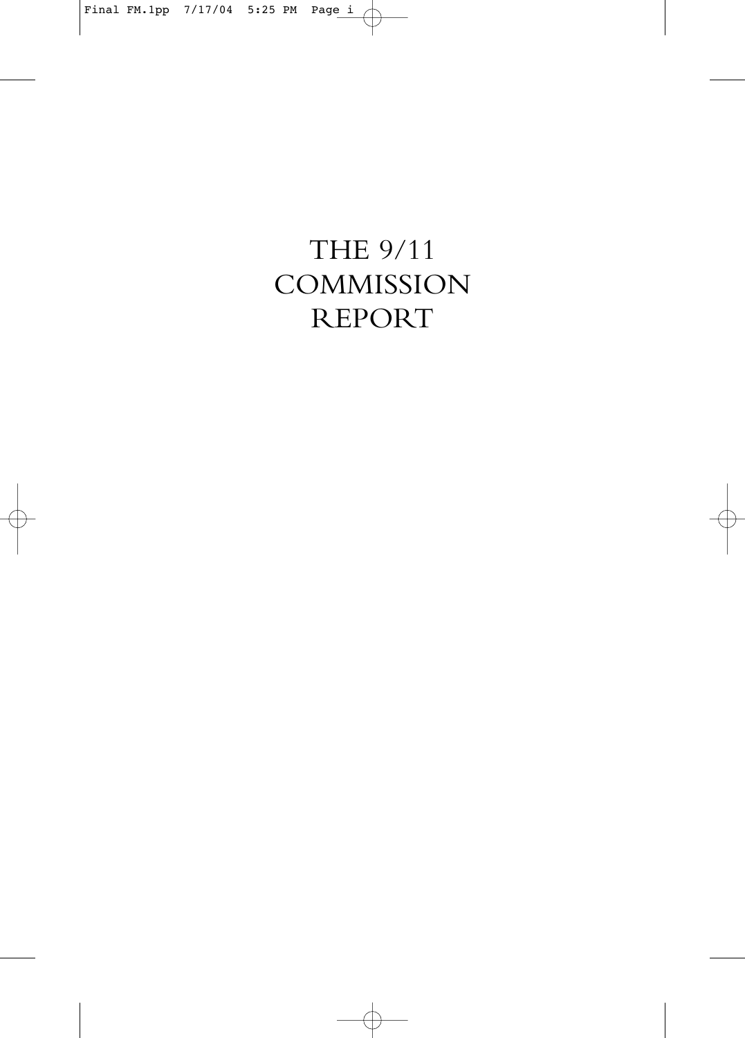# THE 9/11 COMMISSION REPORT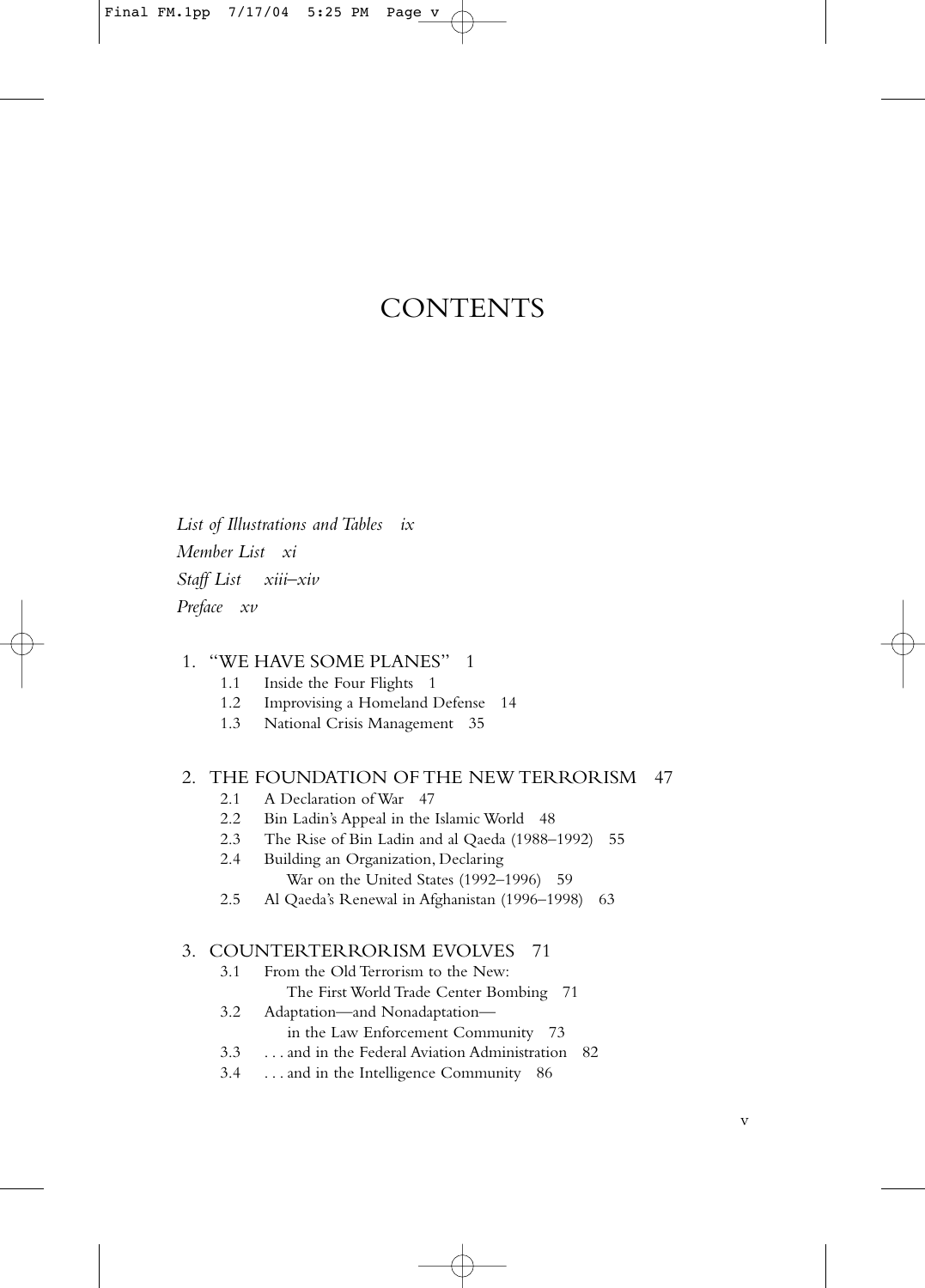# CONTENTS

*List of Illustrations and Tables ix*

*Member List xi*

*Staff List xiii–xiv*

*Preface xv*

1. "WE HAVE SOME PLANES" 1
   - 1.1 Inside the Four Flights 1
   - 1.2 Improvising a Homeland Defense 14
   - 1.3 National Crisis Management 35

2. THE FOUNDATION OF THE NEW TERRORISM 47
   - 2.1 A Declaration of War 47
   - 2.2 Bin Ladin's Appeal in the Islamic World 48
   - 2.3 The Rise of Bin Ladin and al Qaeda (1988–1992) 55
   - 2.4 Building an Organization, Declaring War on the United States (1992–1996) 59
   - 2.5 Al Qaeda's Renewal in Afghanistan (1996–1998) 63

3. COUNTERTERRORISM EVOLVES 71
   - 3.1 From the Old Terrorism to the New: The First World Trade Center Bombing 71
   - 3.2 Adaptation—and Nonadaptation— in the Law Enforcement Community 73
   - 3.3 . . . and in the Federal Aviation Administration 82
   - 3.4 . . . and in the Intelligence Community 86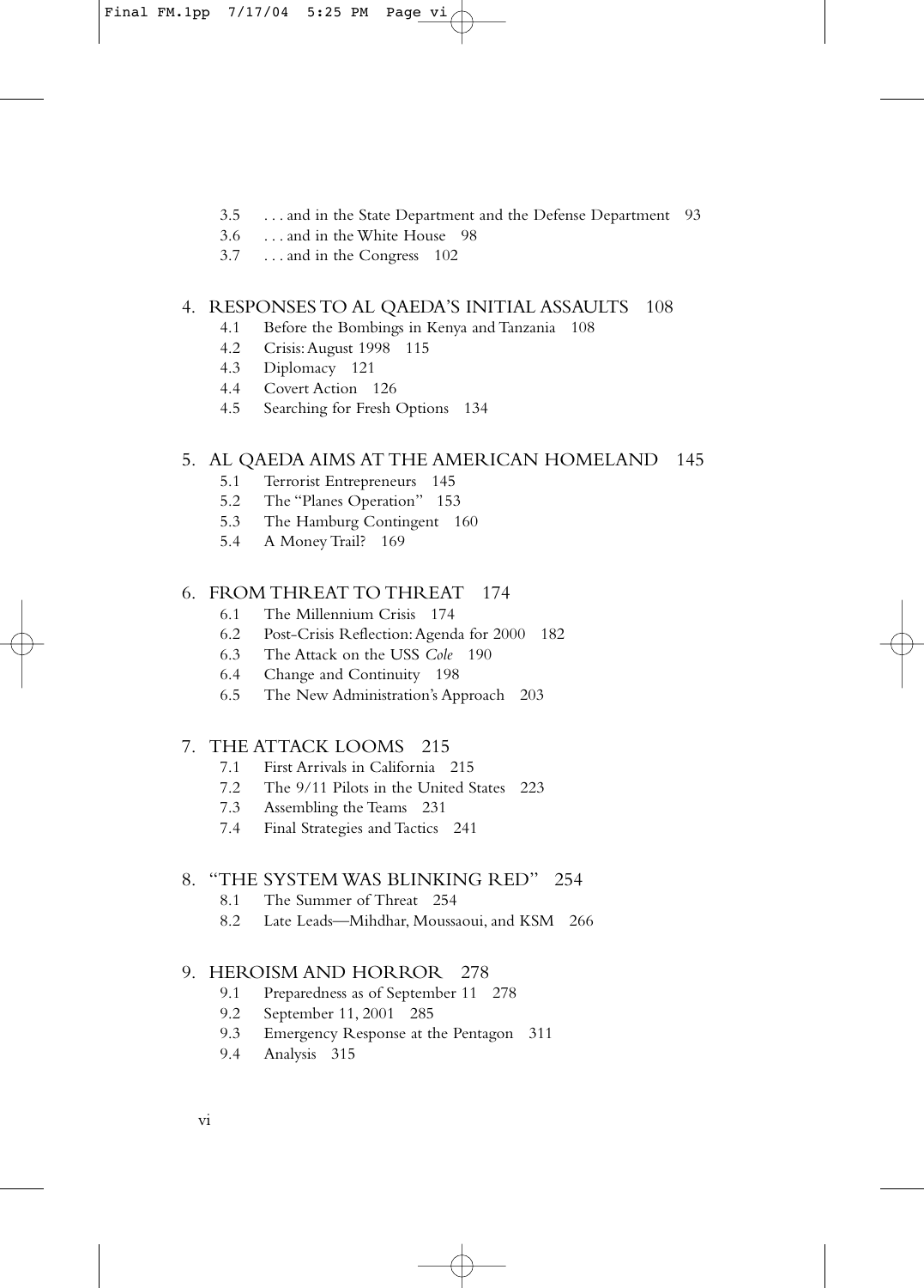3.5 . . . and in the State Department and the Defense Department 93
3.6 . . . and in the White House 98
3.7 . . . and in the Congress 102

4. RESPONSES TO AL QAEDA'S INITIAL ASSAULTS 108
- 4.1 Before the Bombings in Kenya and Tanzania 108
- 4.2 Crisis: August 1998 115
- 4.3 Diplomacy 121
- 4.4 Covert Action 126
- 4.5 Searching for Fresh Options 134

5. AL QAEDA AIMS AT THE AMERICAN HOMELAND 145
- 5.1 Terrorist Entrepreneurs 145
- 5.2 The "Planes Operation" 153
- 5.3 The Hamburg Contingent 160
- 5.4 A Money Trail? 169

6. FROM THREAT TO THREAT 174
- 6.1 The Millennium Crisis 174
- 6.2 Post-Crisis Reflection: Agenda for 2000 182
- 6.3 The Attack on the USS *Cole* 190
- 6.4 Change and Continuity 198
- 6.5 The New Administration's Approach 203

7. THE ATTACK LOOMS 215
- 7.1 First Arrivals in California 215
- 7.2 The 9/11 Pilots in the United States 223
- 7.3 Assembling the Teams 231
- 7.4 Final Strategies and Tactics 241

8. "THE SYSTEM WAS BLINKING RED" 254
- 8.1 The Summer of Threat 254
- 8.2 Late Leads—Mihdhar, Moussaoui, and KSM 266

9. HEROISM AND HORROR 278
- 9.1 Preparedness as of September 11 278
- 9.2 September 11, 2001 285
- 9.3 Emergency Response at the Pentagon 311
- 9.4 Analysis 315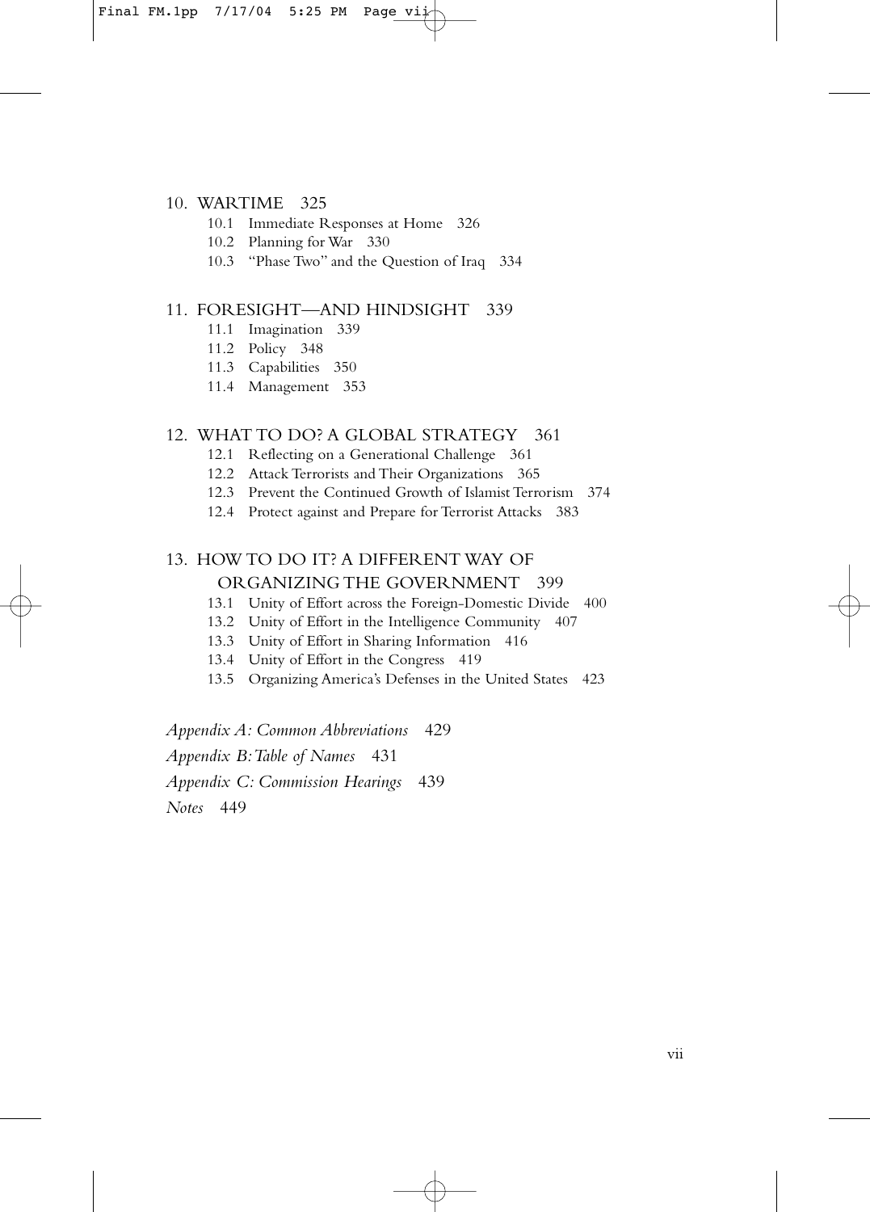10. WARTIME 325
   - 10.1 Immediate Responses at Home 326
   - 10.2 Planning for War 330
   - 10.3 "Phase Two" and the Question of Iraq 334

11. FORESIGHT—AND HINDSIGHT 339
   - 11.1 Imagination 339
   - 11.2 Policy 348
   - 11.3 Capabilities 350
   - 11.4 Management 353

12. WHAT TO DO? A GLOBAL STRATEGY 361
   - 12.1 Reflecting on a Generational Challenge 361
   - 12.2 Attack Terrorists and Their Organizations 365
   - 12.3 Prevent the Continued Growth of Islamist Terrorism 374
   - 12.4 Protect against and Prepare for Terrorist Attacks 383

13. HOW TO DO IT? A DIFFERENT WAY OF ORGANIZING THE GOVERNMENT 399
   - 13.1 Unity of Effort across the Foreign-Domestic Divide 400
   - 13.2 Unity of Effort in the Intelligence Community 407
   - 13.3 Unity of Effort in Sharing Information 416
   - 13.4 Unity of Effort in the Congress 419
   - 13.5 Organizing America's Defenses in the United States 423

*Appendix A: Common Abbreviations* 429

*Appendix B: Table of Names* 431

*Appendix C: Commission Hearings* 439

*Notes* 449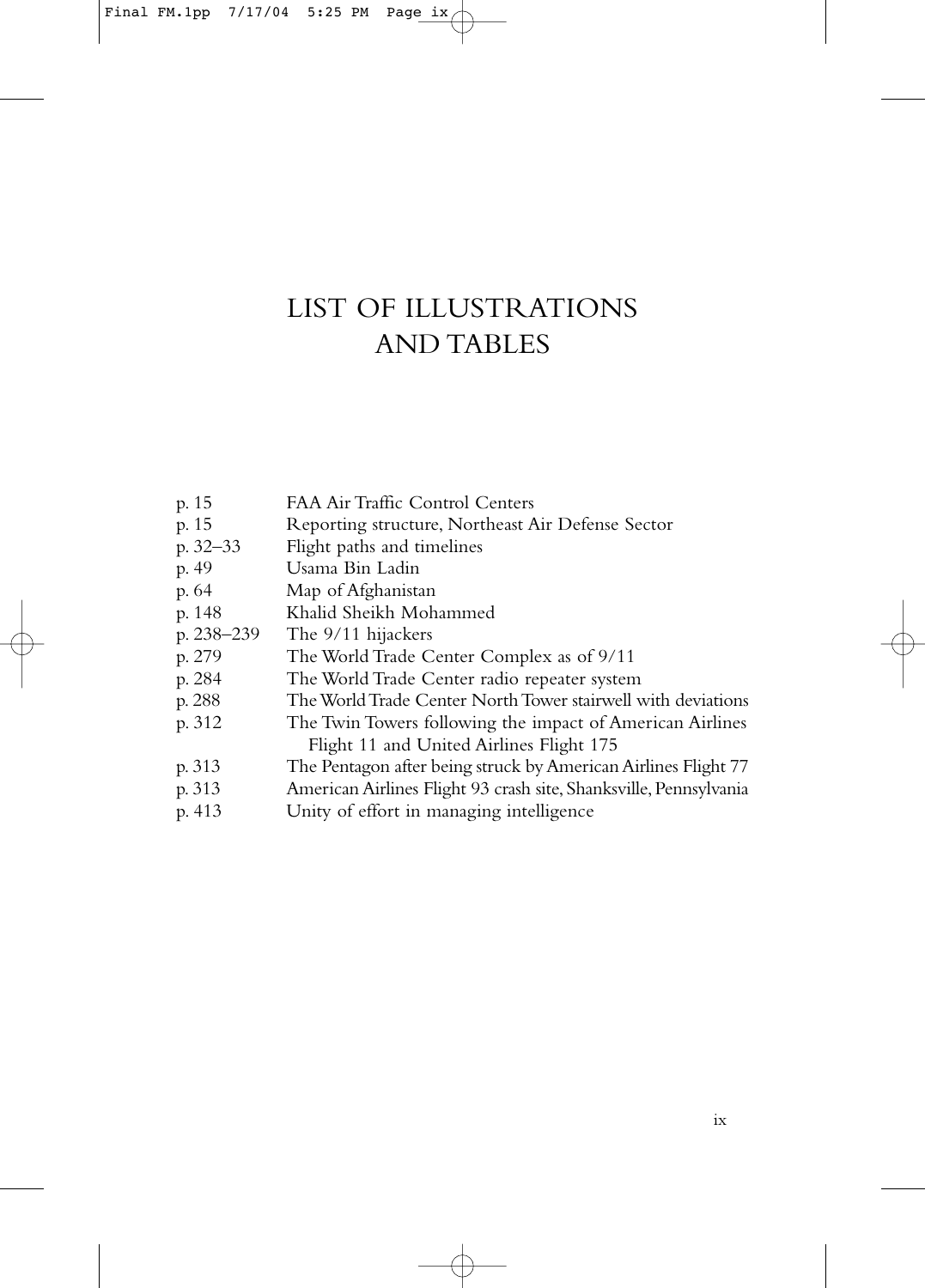# LIST OF ILLUSTRATIONS AND TABLES

| | |
|---|---|
| p. 15 | FAA Air Traffic Control Centers |
| p. 15 | Reporting structure, Northeast Air Defense Sector |
| p. 32–33 | Flight paths and timelines |
| p. 49 | Usama Bin Ladin |
| p. 64 | Map of Afghanistan |
| p. 148 | Khalid Sheikh Mohammed |
| p. 238–239 | The 9/11 hijackers |
| p. 279 | The World Trade Center Complex as of 9/11 |
| p. 284 | The World Trade Center radio repeater system |
| p. 288 | The World Trade Center North Tower stairwell with deviations |
| p. 312 | The Twin Towers following the impact of American Airlines Flight 11 and United Airlines Flight 175 |
| p. 313 | The Pentagon after being struck by American Airlines Flight 77 |
| p. 313 | American Airlines Flight 93 crash site, Shanksville, Pennsylvania |
| p. 413 | Unity of effort in managing intelligence |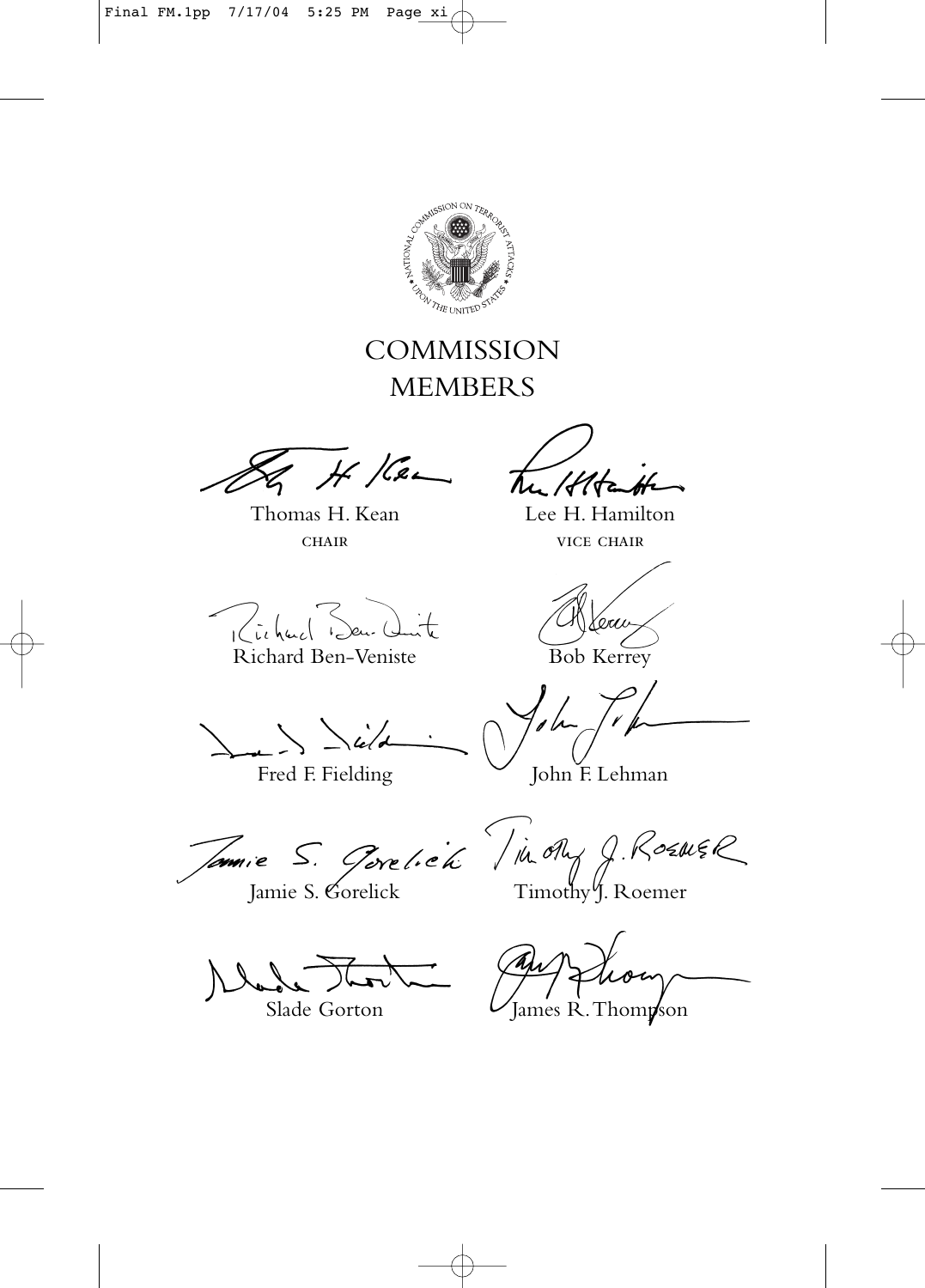# COMMISSION MEMBERS

Thomas H. Kean
CHAIR

Lee H. Hamilton
VICE CHAIR

Richard Ben-Veniste

Bob Kerrey

Fred F. Fielding

John F. Lehman

Jamie S. Gorelick

Timothy J. Roemer

Slade Gorton

James R. Thompson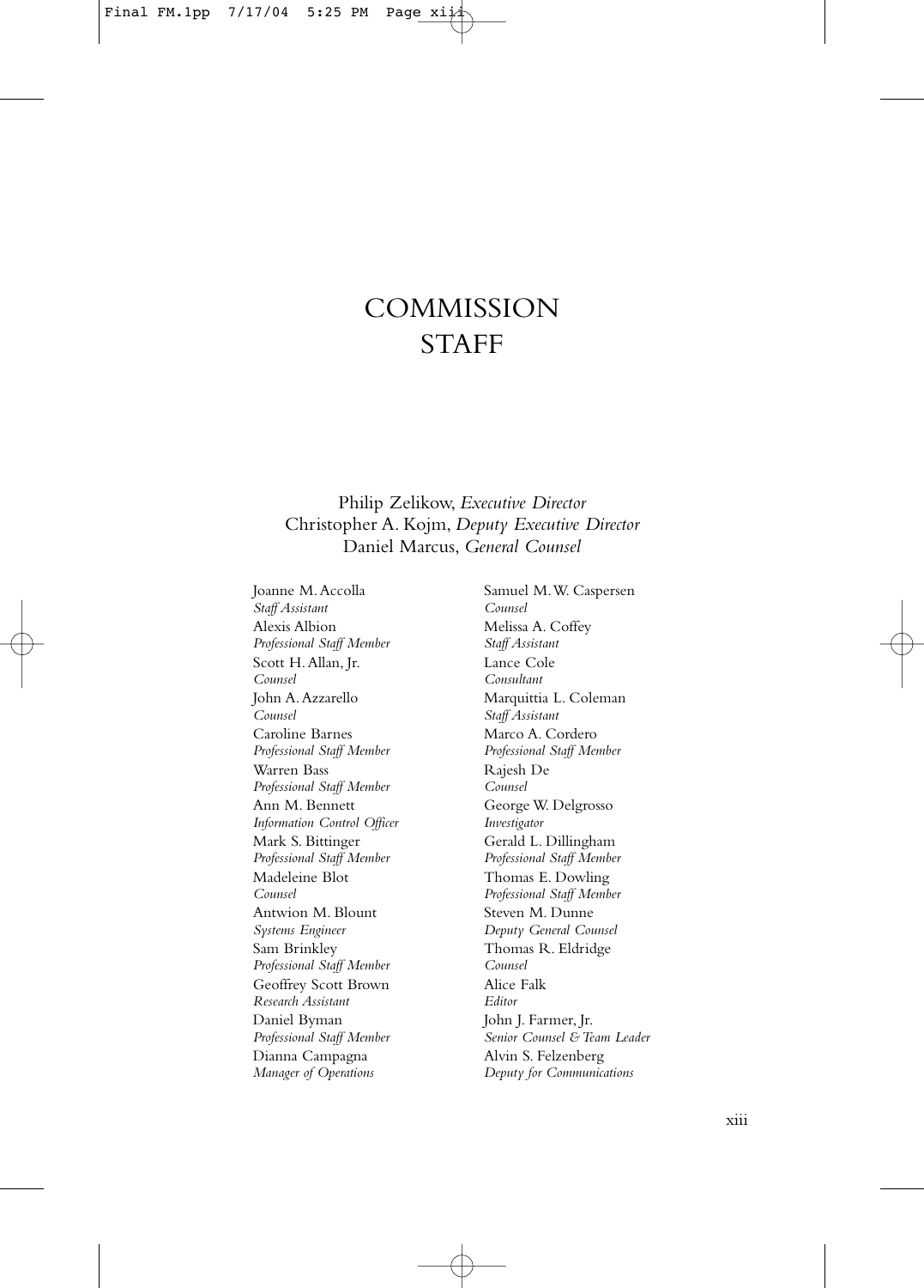# COMMISSION STAFF

Philip Zelikow, *Executive Director*
Christopher A. Kojm, *Deputy Executive Director*
Daniel Marcus, *General Counsel*

Joanne M. Accolla
*Staff Assistant*

Alexis Albion
*Professional Staff Member*

Scott H. Allan, Jr.
*Counsel*

John A. Azzarello
*Counsel*

Caroline Barnes
*Professional Staff Member*

Warren Bass
*Professional Staff Member*

Ann M. Bennett
*Information Control Officer*

Mark S. Bittinger
*Professional Staff Member*

Madeleine Blot
*Counsel*

Antwion M. Blount
*Systems Engineer*

Sam Brinkley
*Professional Staff Member*

Geoffrey Scott Brown
*Research Assistant*

Daniel Byman
*Professional Staff Member*

Dianna Campagna
*Manager of Operations*

Samuel M. W. Caspersen
*Counsel*

Melissa A. Coffey
*Staff Assistant*

Lance Cole
*Consultant*

Marquittia L. Coleman
*Staff Assistant*

Marco A. Cordero
*Professional Staff Member*

Rajesh De
*Counsel*

George W. Delgrosso
*Investigator*

Gerald L. Dillingham
*Professional Staff Member*

Thomas E. Dowling
*Professional Staff Member*

Steven M. Dunne
*Deputy General Counsel*

Thomas R. Eldridge
*Counsel*

Alice Falk
*Editor*

John J. Farmer, Jr.
*Senior Counsel & Team Leader*

Alvin S. Felzenberg
*Deputy for Communications*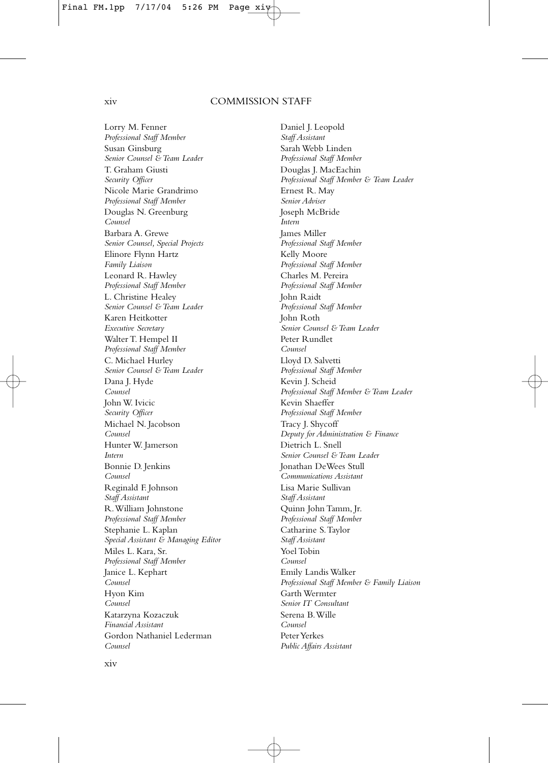## COMMISSION STAFF

Lorry M. Fenner
*Professional Staff Member*
Susan Ginsburg
*Senior Counsel & Team Leader*
T. Graham Giusti
*Security Officer*
Nicole Marie Grandrimo
*Professional Staff Member*
Douglas N. Greenburg
*Counsel*
Barbara A. Grewe
*Senior Counsel, Special Projects*
Elinore Flynn Hartz
*Family Liaison*
Leonard R. Hawley
*Professional Staff Member*
L. Christine Healey
*Senior Counsel & Team Leader*
Karen Heitkotter
*Executive Secretary*
Walter T. Hempel II
*Professional Staff Member*
C. Michael Hurley
*Senior Counsel & Team Leader*
Dana J. Hyde
*Counsel*
John W. Ivicic
*Security Officer*
Michael N. Jacobson
*Counsel*
Hunter W. Jamerson
*Intern*
Bonnie D. Jenkins
*Counsel*
Reginald F. Johnson
*Staff Assistant*
R. William Johnstone
*Professional Staff Member*
Stephanie L. Kaplan
*Special Assistant & Managing Editor*
Miles L. Kara, Sr.
*Professional Staff Member*
Janice L. Kephart
*Counsel*
Hyon Kim
*Counsel*
Katarzyna Kozaczuk
*Financial Assistant*
Gordon Nathaniel Lederman
*Counsel*
Daniel J. Leopold
*Staff Assistant*
Sarah Webb Linden
*Professional Staff Member*
Douglas J. MacEachin
*Professional Staff Member & Team Leader*
Ernest R. May
*Senior Adviser*
Joseph McBride
*Intern*
James Miller
*Professional Staff Member*
Kelly Moore
*Professional Staff Member*
Charles M. Pereira
*Professional Staff Member*
John Raidt
*Professional Staff Member*
John Roth
*Senior Counsel & Team Leader*
Peter Rundlet
*Counsel*
Lloyd D. Salvetti
*Professional Staff Member*
Kevin J. Scheid
*Professional Staff Member & Team Leader*
Kevin Shaeffer
*Professional Staff Member*
Tracy J. Shycoff
*Deputy for Administration & Finance*
Dietrich L. Snell
*Senior Counsel & Team Leader*
Jonathan DeWees Stull
*Communications Assistant*
Lisa Marie Sullivan
*Staff Assistant*
Quinn John Tamm, Jr.
*Professional Staff Member*
Catharine S. Taylor
*Staff Assistant*
Yoel Tobin
*Counsel*
Emily Landis Walker
*Professional Staff Member & Family Liaison*
Garth Wermter
*Senior IT Consultant*
Serena B. Wille
*Counsel*
Peter Yerkes
*Public Affairs Assistant*